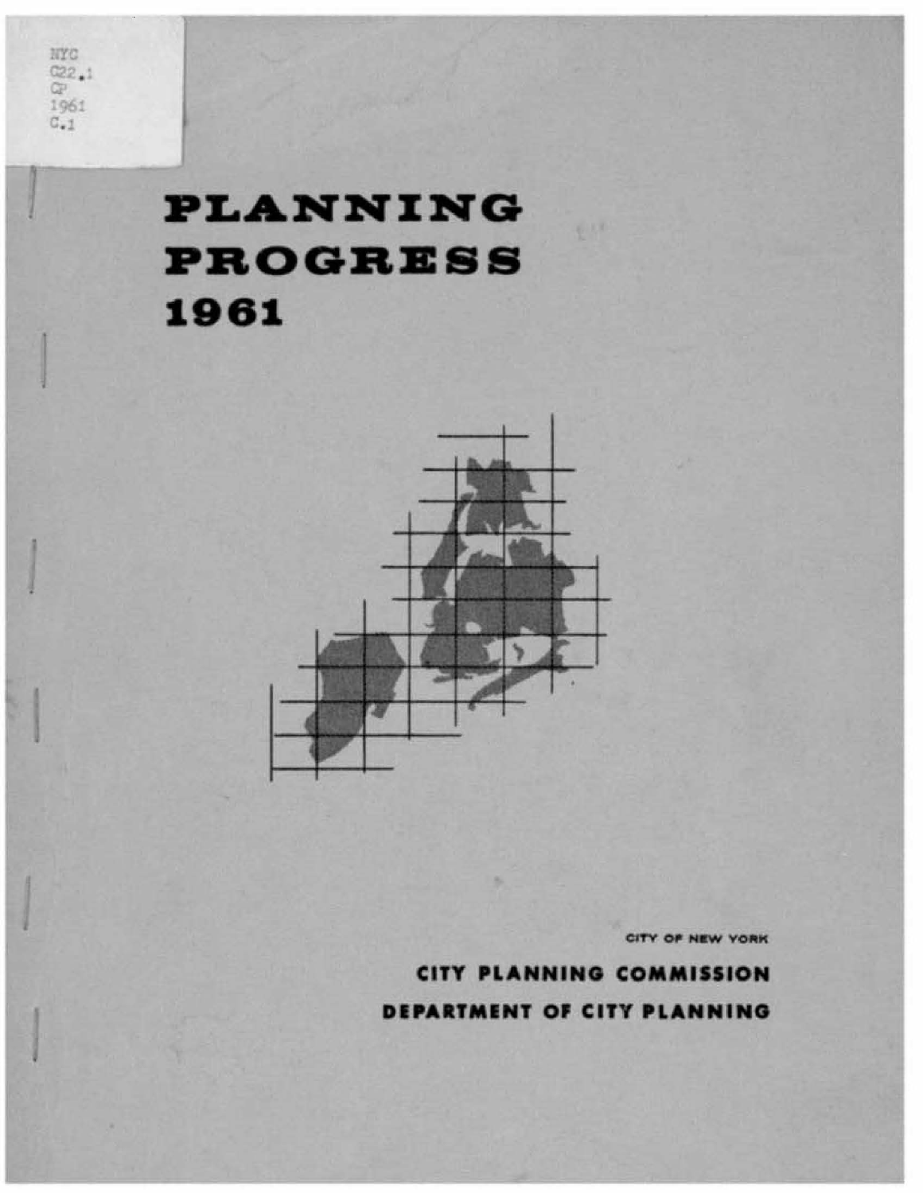NYC
C22.1
CP
1961
C.1

# PLANNING PROGRESS 1961

CITY OF NEW YORK

**CITY PLANNING COMMISSION**

**DEPARTMENT OF CITY PLANNING**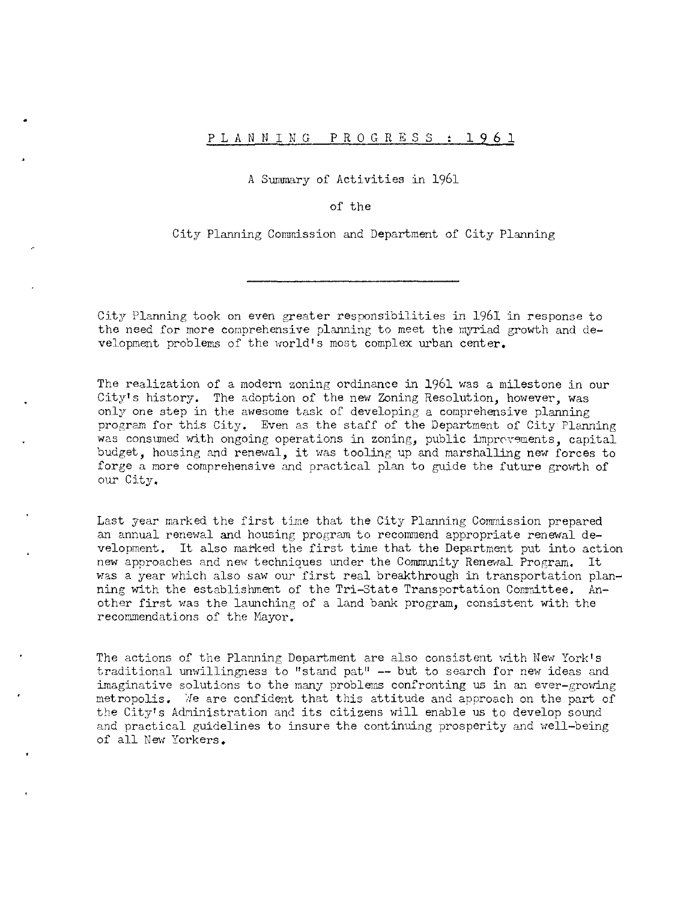# PLANNING PROGRESS : 1961

A Summary of Activities in 1961

of the

City Planning Commission and Department of City Planning

---

City Planning took on even greater responsibilities in 1961 in response to the need for more comprehensive planning to meet the myriad growth and development problems of the world's most complex urban center.

The realization of a modern zoning ordinance in 1961 was a milestone in our City's history. The adoption of the new Zoning Resolution, however, was only one step in the awesome task of developing a comprehensive planning program for this City. Even as the staff of the Department of City Planning was consumed with ongoing operations in zoning, public improvements, capital budget, housing and renewal, it was tooling up and marshalling new forces to forge a more comprehensive and practical plan to guide the future growth of our City.

Last year marked the first time that the City Planning Commission prepared an annual renewal and housing program to recommend appropriate renewal development. It also marked the first time that the Department put into action new approaches and new techniques under the Community Renewal Program. It was a year which also saw our first real breakthrough in transportation planning with the establishment of the Tri-State Transportation Committee. Another first was the launching of a land bank program, consistent with the recommendations of the Mayor.

The actions of the Planning Department are also consistent with New York's traditional unwillingness to "stand pat" -- but to search for new ideas and imaginative solutions to the many problems confronting us in an ever-growing metropolis. We are confident that this attitude and approach on the part of the City's Administration and its citizens will enable us to develop sound and practical guidelines to insure the continuing prosperity and well-being of all New Yorkers.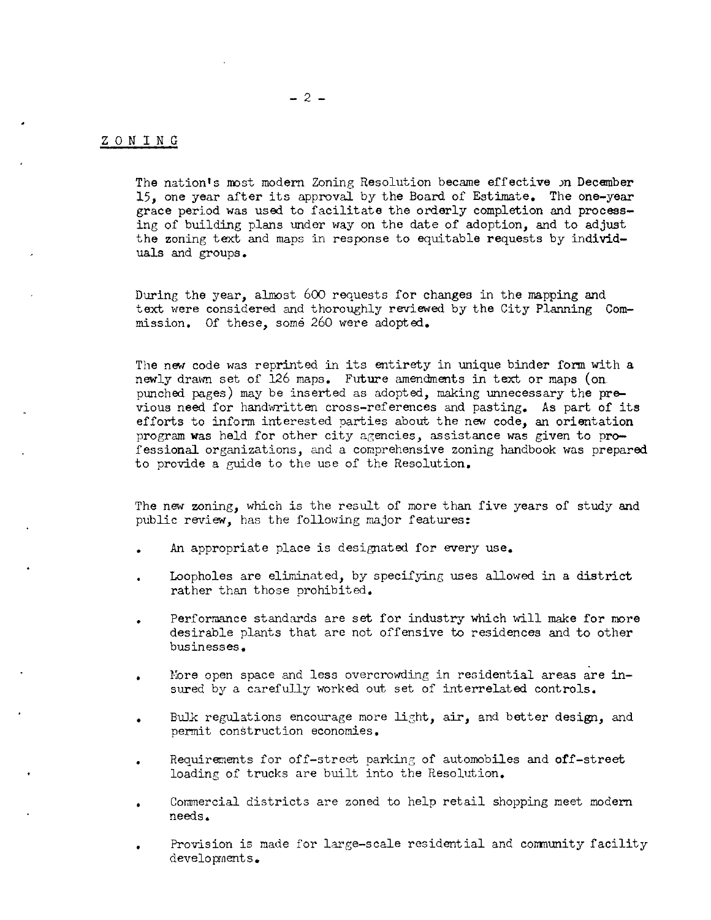## ZONING

The nation's most modern Zoning Resolution became effective on December 15, one year after its approval by the Board of Estimate. The one-year grace period was used to facilitate the orderly completion and processing of building plans under way on the date of adoption, and to adjust the zoning text and maps in response to equitable requests by individuals and groups.

During the year, almost 600 requests for changes in the mapping and text were considered and thoroughly reviewed by the City Planning Commission. Of these, some 260 were adopted.

The new code was reprinted in its entirety in unique binder form with a newly drawn set of 126 maps. Future amendments in text or maps (on punched pages) may be inserted as adopted, making unnecessary the previous need for handwritten cross-references and pasting. As part of its efforts to inform interested parties about the new code, an orientation program was held for other city agencies, assistance was given to professional organizations, and a comprehensive zoning handbook was prepared to provide a guide to the use of the Resolution.

The new zoning, which is the result of more than five years of study and public review, has the following major features:

- An appropriate place is designated for every use.
- Loopholes are eliminated, by specifying uses allowed in a district rather than those prohibited.
- Performance standards are set for industry which will make for more desirable plants that are not offensive to residences and to other businesses.
- More open space and less overcrowding in residential areas are insured by a carefully worked out set of interrelated controls.
- Bulk regulations encourage more light, air, and better design, and permit construction economies.
- Requirements for off-street parking of automobiles and off-street loading of trucks are built into the Resolution.
- Commercial districts are zoned to help retail shopping meet modern needs.
- Provision is made for large-scale residential and community facility developments.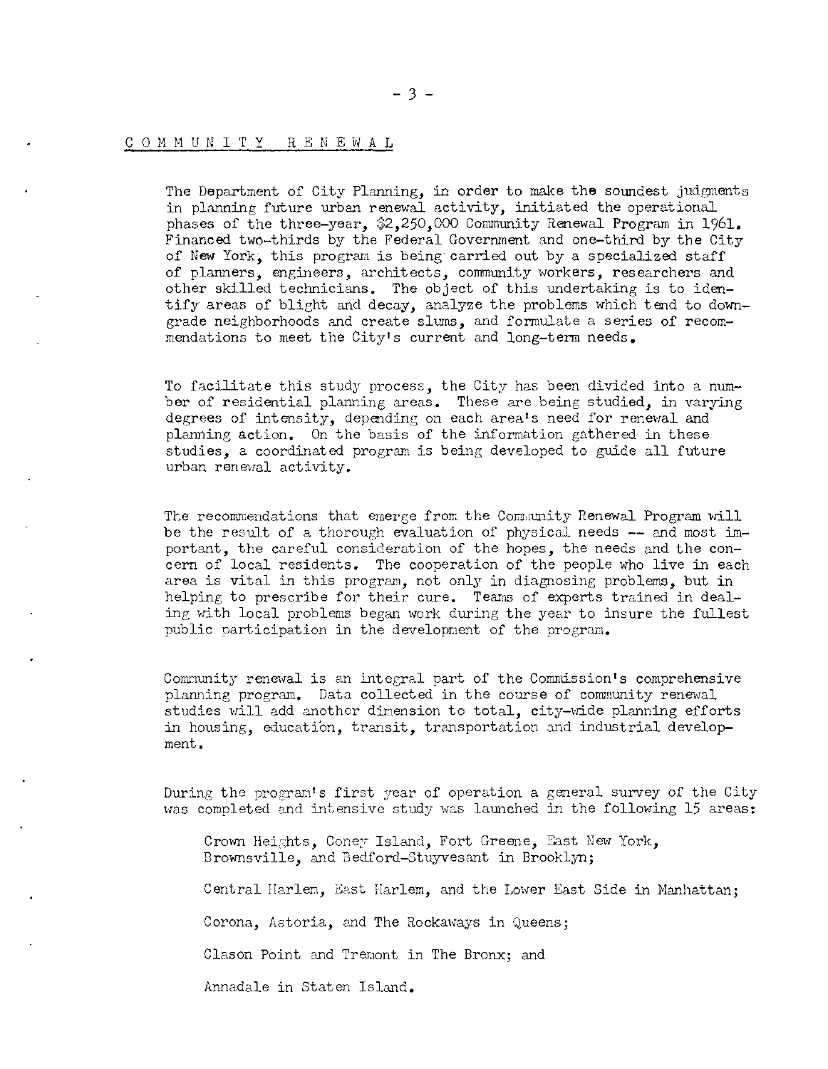## COMMUNITY RENEWAL

The Department of City Planning, in order to make the soundest judgments in planning future urban renewal activity, initiated the operational phases of the three-year, $2,250,000 Community Renewal Program in 1961. Financed two-thirds by the Federal Government and one-third by the City of New York, this program is being carried out by a specialized staff of planners, engineers, architects, community workers, researchers and other skilled technicians. The object of this undertaking is to identify areas of blight and decay, analyze the problems which tend to downgrade neighborhoods and create slums, and formulate a series of recommendations to meet the City's current and long-term needs.

To facilitate this study process, the City has been divided into a number of residential planning areas. These are being studied, in varying degrees of intensity, depending on each area's need for renewal and planning action. On the basis of the information gathered in these studies, a coordinated program is being developed to guide all future urban renewal activity.

The recommendations that emerge from the Community Renewal Program will be the result of a thorough evaluation of physical needs -- and most important, the careful consideration of the hopes, the needs and the concern of local residents. The cooperation of the people who live in each area is vital in this program, not only in diagnosing problems, but in helping to prescribe for their cure. Teams of experts trained in dealing with local problems began work during the year to insure the fullest public participation in the development of the program.

Community renewal is an integral part of the Commission's comprehensive planning program. Data collected in the course of community renewal studies will add another dimension to total, city-wide planning efforts in housing, education, transit, transportation and industrial development.

During the program's first year of operation a general survey of the City was completed and intensive study was launched in the following 15 areas:

Crown Heights, Coney Island, Fort Greene, East New York, Brownsville, and Bedford-Stuyvesant in Brooklyn;

Central Harlem, East Harlem, and the Lower East Side in Manhattan;

Corona, Astoria, and The Rockaways in Queens;

Clason Point and Tremont in The Bronx; and

Annadale in Staten Island.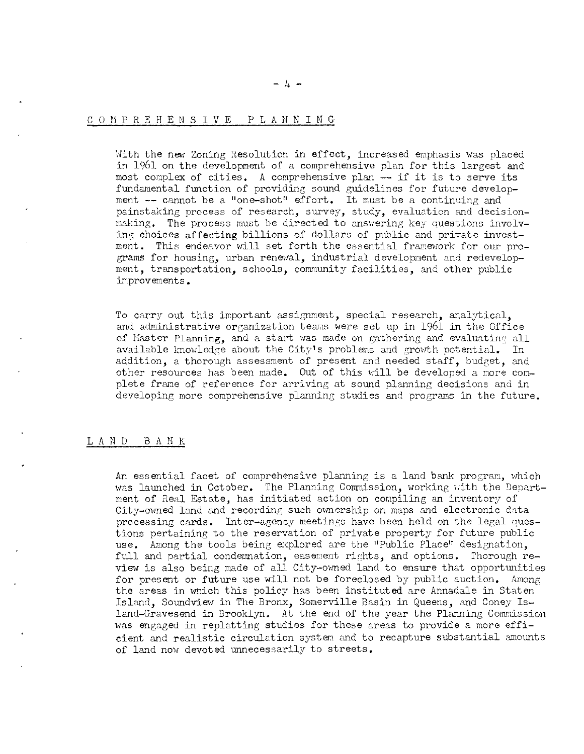## COMPREHENSIVE PLANNING

With the new Zoning Resolution in effect, increased emphasis was placed in 1961 on the development of a comprehensive plan for this largest and most complex of cities. A comprehensive plan -- if it is to serve its fundamental function of providing sound guidelines for future development -- cannot be a "one-shot" effort. It must be a continuing and painstaking process of research, survey, study, evaluation and decision-making. The process must be directed to answering key questions involving choices affecting billions of dollars of public and private investment. This endeavor will set forth the essential framework for our programs for housing, urban renewal, industrial development and redevelopment, transportation, schools, community facilities, and other public improvements.

To carry out this important assignment, special research, analytical, and administrative organization teams were set up in 1961 in the Office of Master Planning, and a start was made on gathering and evaluating all available knowledge about the City's problems and growth potential. In addition, a thorough assessment of present and needed staff, budget, and other resources has been made. Out of this will be developed a more complete frame of reference for arriving at sound planning decisions and in developing more comprehensive planning studies and programs in the future.

## LAND BANK

An essential facet of comprehensive planning is a land bank program, which was launched in October. The Planning Commission, working with the Department of Real Estate, has initiated action on compiling an inventory of City-owned land and recording such ownership on maps and electronic data processing cards. Inter-agency meetings have been held on the legal questions pertaining to the reservation of private property for future public use. Among the tools being explored are the "Public Place" designation, full and partial condemnation, easement rights, and options. Thorough review is also being made of all City-owned land to ensure that opportunities for present or future use will not be foreclosed by public auction. Among the areas in which this policy has been instituted are Annadale in Staten Island, Soundview in The Bronx, Somerville Basin in Queens, and Coney Island-Gravesend in Brooklyn. At the end of the year the Planning Commission was engaged in replatting studies for these areas to provide a more efficient and realistic circulation system and to recapture substantial amounts of land now devoted unnecessarily to streets.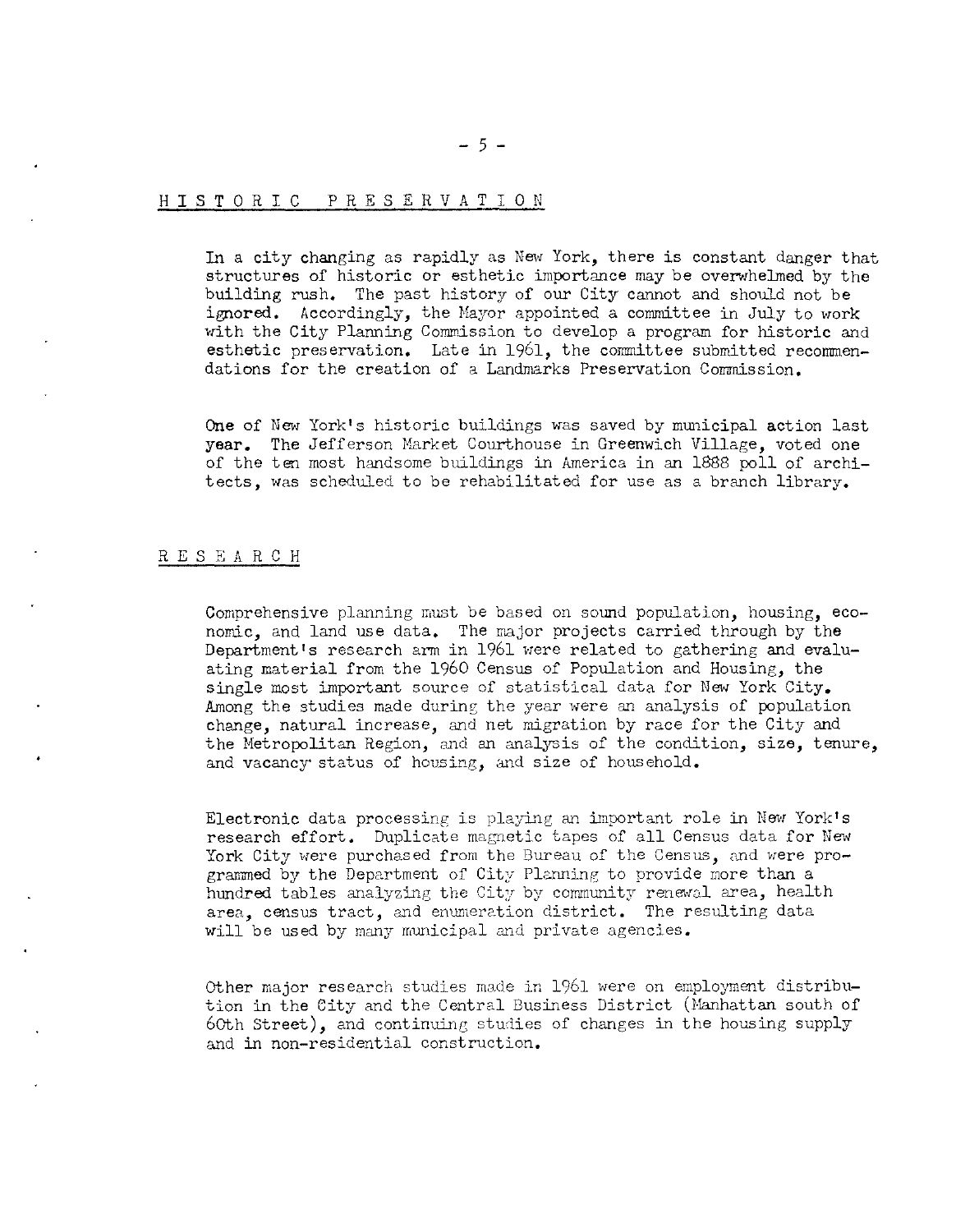## HISTORIC PRESERVATION

In a city changing as rapidly as New York, there is constant danger that structures of historic or esthetic importance may be overwhelmed by the building rush. The past history of our City cannot and should not be ignored. Accordingly, the Mayor appointed a committee in July to work with the City Planning Commission to develop a program for historic and esthetic preservation. Late in 1961, the committee submitted recommendations for the creation of a Landmarks Preservation Commission.

One of New York's historic buildings was saved by municipal action last year. The Jefferson Market Courthouse in Greenwich Village, voted one of the ten most handsome buildings in America in an 1888 poll of architects, was scheduled to be rehabilitated for use as a branch library.

## RESEARCH

Comprehensive planning must be based on sound population, housing, economic, and land use data. The major projects carried through by the Department's research arm in 1961 were related to gathering and evaluating material from the 1960 Census of Population and Housing, the single most important source of statistical data for New York City. Among the studies made during the year were an analysis of population change, natural increase, and net migration by race for the City and the Metropolitan Region, and an analysis of the condition, size, tenure, and vacancy status of housing, and size of household.

Electronic data processing is playing an important role in New York's research effort. Duplicate magnetic tapes of all Census data for New York City were purchased from the Bureau of the Census, and were programmed by the Department of City Planning to provide more than a hundred tables analyzing the City by community renewal area, health area, census tract, and enumeration district. The resulting data will be used by many municipal and private agencies.

Other major research studies made in 1961 were on employment distribution in the City and the Central Business District (Manhattan south of 60th Street), and continuing studies of changes in the housing supply and in non-residential construction.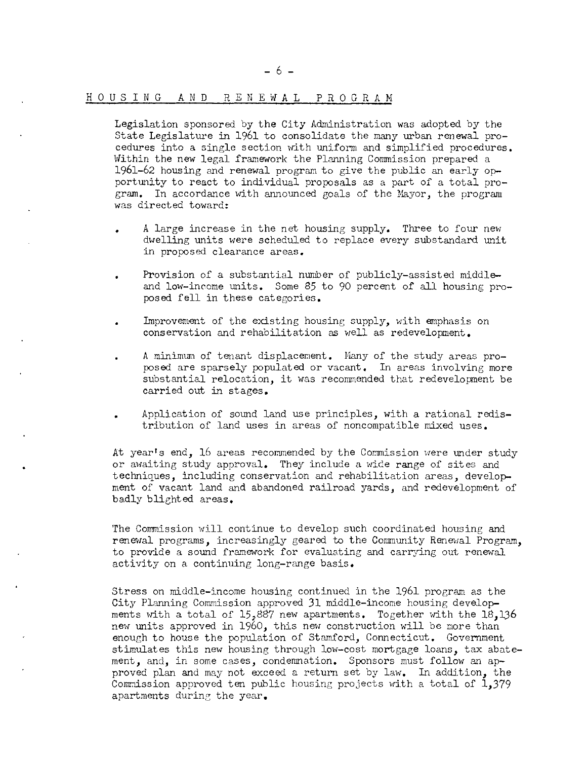## HOUSING AND RENEWAL PROGRAM

Legislation sponsored by the City Administration was adopted by the State Legislature in 1961 to consolidate the many urban renewal procedures into a single section with uniform and simplified procedures. Within the new legal framework the Planning Commission prepared a 1961-62 housing and renewal program to give the public an early opportunity to react to individual proposals as a part of a total program. In accordance with announced goals of the Mayor, the program was directed toward:

- A large increase in the net housing supply. Three to four new dwelling units were scheduled to replace every substandard unit in proposed clearance areas.

- Provision of a substantial number of publicly-assisted middle- and low-income units. Some 85 to 90 percent of all housing proposed fell in these categories.

- Improvement of the existing housing supply, with emphasis on conservation and rehabilitation as well as redevelopment.

- A minimum of tenant displacement. Many of the study areas proposed are sparsely populated or vacant. In areas involving more substantial relocation, it was recommended that redevelopment be carried out in stages.

- Application of sound land use principles, with a rational redistribution of land uses in areas of noncompatible mixed uses.

At year's end, 16 areas recommended by the Commission were under study or awaiting study approval. They include a wide range of sites and techniques, including conservation and rehabilitation areas, development of vacant land and abandoned railroad yards, and redevelopment of badly blighted areas.

The Commission will continue to develop such coordinated housing and renewal programs, increasingly geared to the Community Renewal Program, to provide a sound framework for evaluating and carrying out renewal activity on a continuing long-range basis.

Stress on middle-income housing continued in the 1961 program as the City Planning Commission approved 31 middle-income housing developments with a total of 15,887 new apartments. Together with the 18,136 new units approved in 1960, this new construction will be more than enough to house the population of Stamford, Connecticut. Government stimulates this new housing through low-cost mortgage loans, tax abatement, and, in some cases, condemnation. Sponsors must follow an approved plan and may not exceed a return set by law. In addition, the Commission approved ten public housing projects with a total of 1,379 apartments during the year.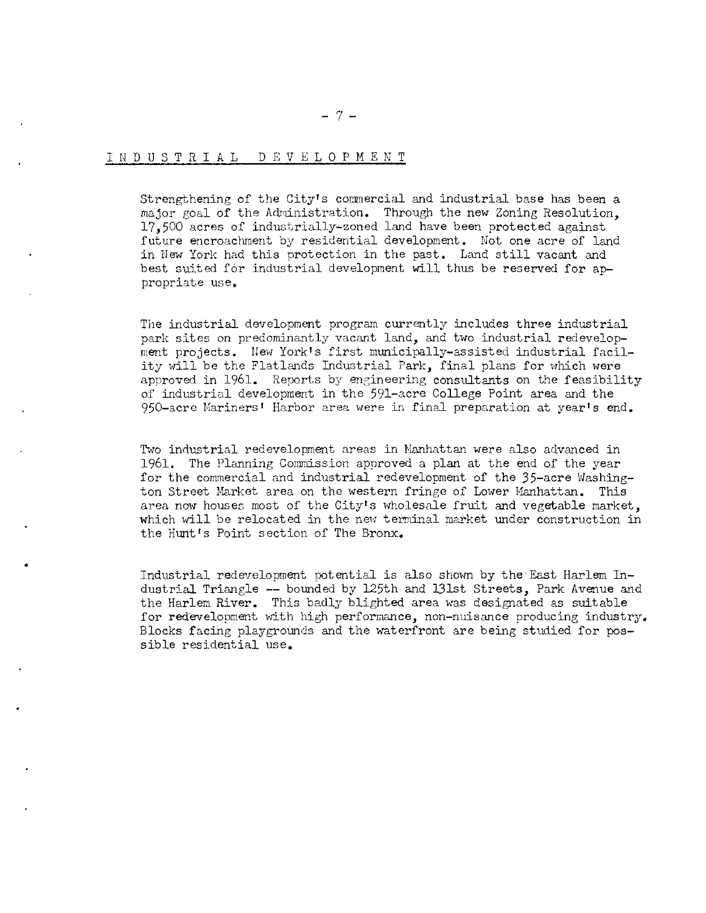## INDUSTRIAL DEVELOPMENT

Strengthening of the City's commercial and industrial base has been a major goal of the Administration. Through the new Zoning Resolution, 17,500 acres of industrially-zoned land have been protected against future encroachment by residential development. Not one acre of land in New York had this protection in the past. Land still vacant and best suited for industrial development will thus be reserved for appropriate use.

The industrial development program currently includes three industrial park sites on predominantly vacant land, and two industrial redevelopment projects. New York's first municipally-assisted industrial facility will be the Flatlands Industrial Park, final plans for which were approved in 1961. Reports by engineering consultants on the feasibility of industrial development in the 591-acre College Point area and the 950-acre Mariners' Harbor area were in final preparation at year's end.

Two industrial redevelopment areas in Manhattan were also advanced in 1961. The Planning Commission approved a plan at the end of the year for the commercial and industrial redevelopment of the 35-acre Washington Street Market area on the western fringe of Lower Manhattan. This area now houses most of the City's wholesale fruit and vegetable market, which will be relocated in the new terminal market under construction in the Hunt's Point section of The Bronx.

Industrial redevelopment potential is also shown by the East Harlem Industrial Triangle -- bounded by 125th and 131st Streets, Park Avenue and the Harlem River. This badly blighted area was designated as suitable for redevelopment with high performance, non-nuisance producing industry. Blocks facing playgrounds and the waterfront are being studied for possible residential use.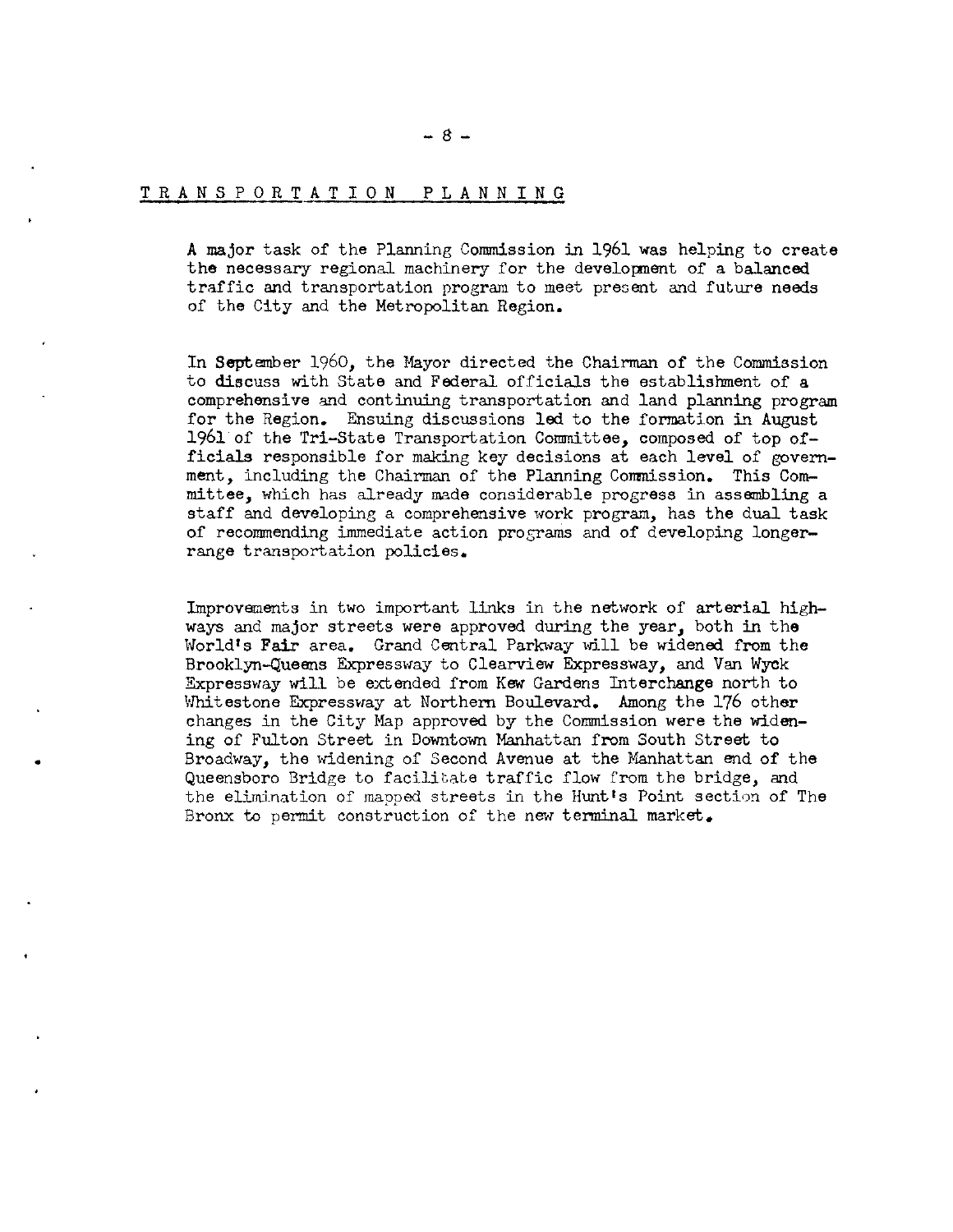## TRANSPORTATION PLANNING

A major task of the Planning Commission in 1961 was helping to create the necessary regional machinery for the development of a balanced traffic and transportation program to meet present and future needs of the City and the Metropolitan Region.

In September 1960, the Mayor directed the Chairman of the Commission to discuss with State and Federal officials the establishment of a comprehensive and continuing transportation and land planning program for the Region. Ensuing discussions led to the formation in August 1961 of the Tri-State Transportation Committee, composed of top officials responsible for making key decisions at each level of government, including the Chairman of the Planning Commission. This Committee, which has already made considerable progress in assembling a staff and developing a comprehensive work program, has the dual task of recommending immediate action programs and of developing longer-range transportation policies.

Improvements in two important links in the network of arterial highways and major streets were approved during the year, both in the World's Fair area. Grand Central Parkway will be widened from the Brooklyn-Queens Expressway to Clearview Expressway, and Van Wyck Expressway will be extended from Kew Gardens Interchange north to Whitestone Expressway at Northern Boulevard. Among the 176 other changes in the City Map approved by the Commission were the widening of Fulton Street in Downtown Manhattan from South Street to Broadway, the widening of Second Avenue at the Manhattan end of the Queensboro Bridge to facilitate traffic flow from the bridge, and the elimination of mapped streets in the Hunt's Point section of The Bronx to permit construction of the new terminal market.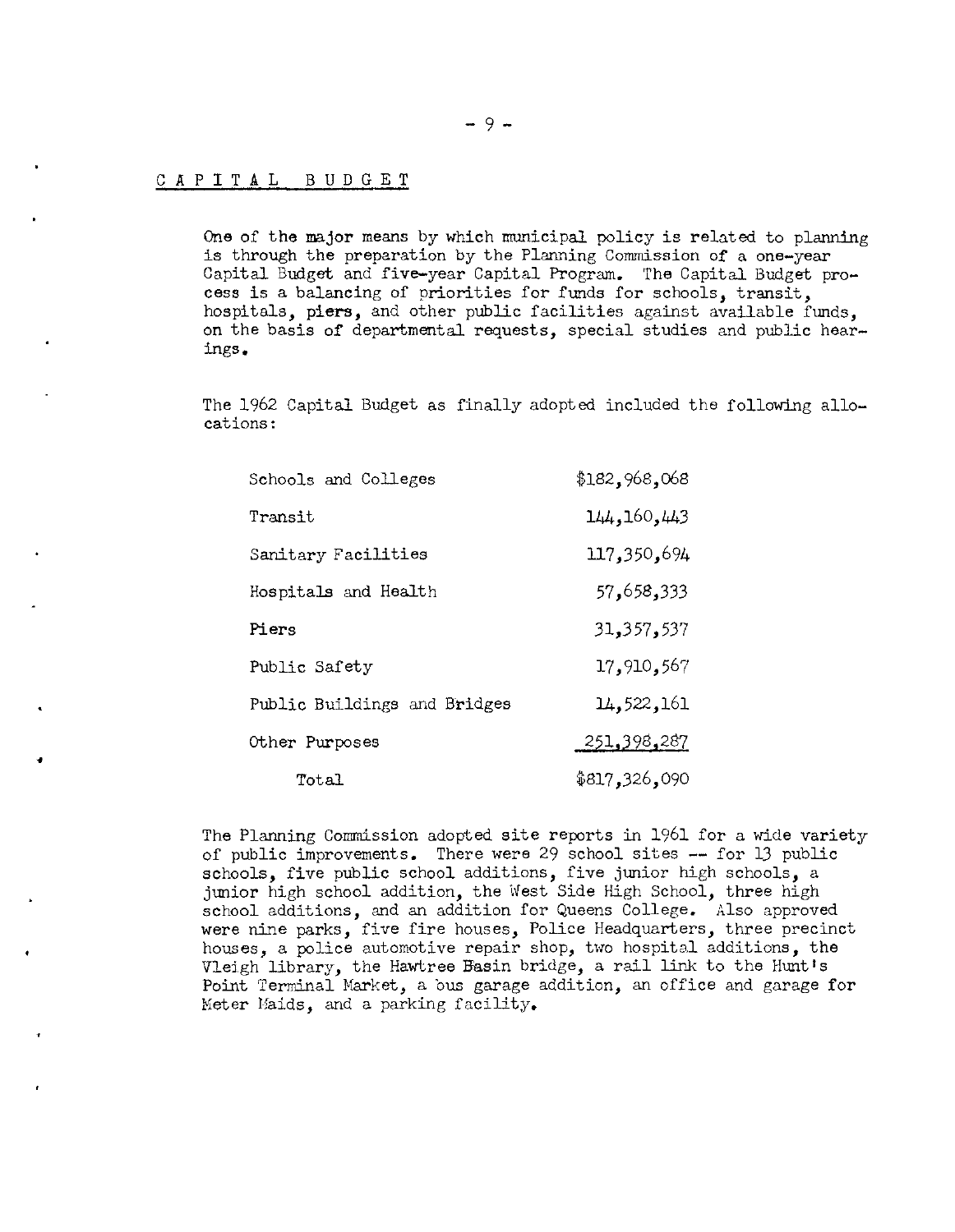## CAPITAL BUDGET

One of the major means by which municipal policy is related to planning is through the preparation by the Planning Commission of a one-year Capital Budget and five-year Capital Program. The Capital Budget process is a balancing of priorities for funds for schools, transit, hospitals, piers, and other public facilities against available funds, on the basis of departmental requests, special studies and public hearings.

The 1962 Capital Budget as finally adopted included the following allocations:

| | |
|---|---|
| Schools and Colleges | $182,968,068 |
| Transit | 144,160,443 |
| Sanitary Facilities | 117,350,694 |
| Hospitals and Health | 57,658,333 |
| Piers | 31,357,537 |
| Public Safety | 17,910,567 |
| Public Buildings and Bridges | 14,522,161 |
| Other Purposes | 251,398,287 |
| Total | $817,326,090 |

The Planning Commission adopted site reports in 1961 for a wide variety of public improvements. There were 29 school sites -- for 13 public schools, five public school additions, five junior high schools, a junior high school addition, the West Side High School, three high school additions, and an addition for Queens College. Also approved were nine parks, five fire houses, Police Headquarters, three precinct houses, a police automotive repair shop, two hospital additions, the Vleigh library, the Hawtree Basin bridge, a rail link to the Hunt's Point Terminal Market, a bus garage addition, an office and garage for Meter Maids, and a parking facility.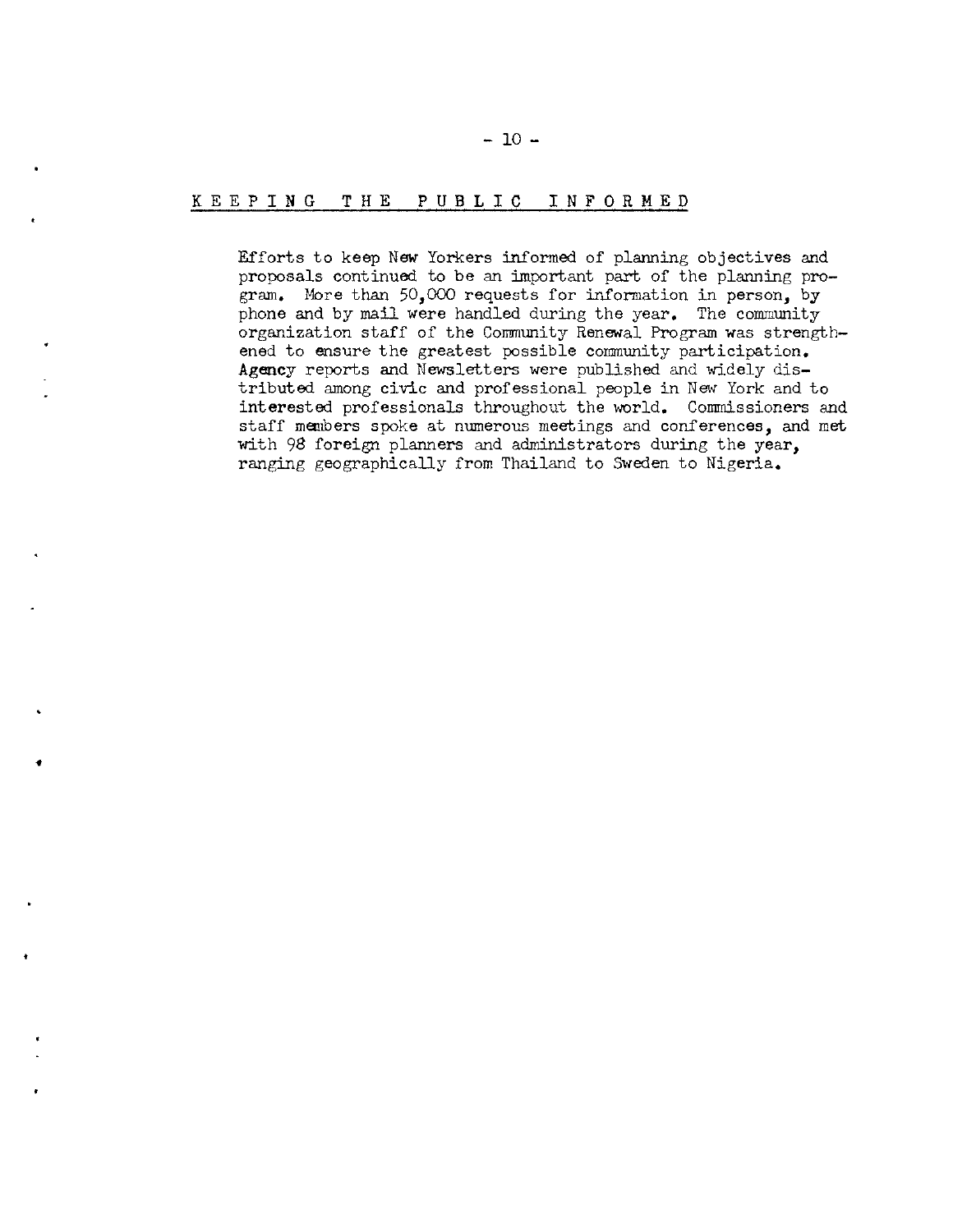## KEEPING THE PUBLIC INFORMED

Efforts to keep New Yorkers informed of planning objectives and proposals continued to be an important part of the planning program. More than 50,000 requests for information in person, by phone and by mail were handled during the year. The community organization staff of the Community Renewal Program was strengthened to ensure the greatest possible community participation. Agency reports and Newsletters were published and widely distributed among civic and professional people in New York and to interested professionals throughout the world. Commissioners and staff members spoke at numerous meetings and conferences, and met with 98 foreign planners and administrators during the year, ranging geographically from Thailand to Sweden to Nigeria.